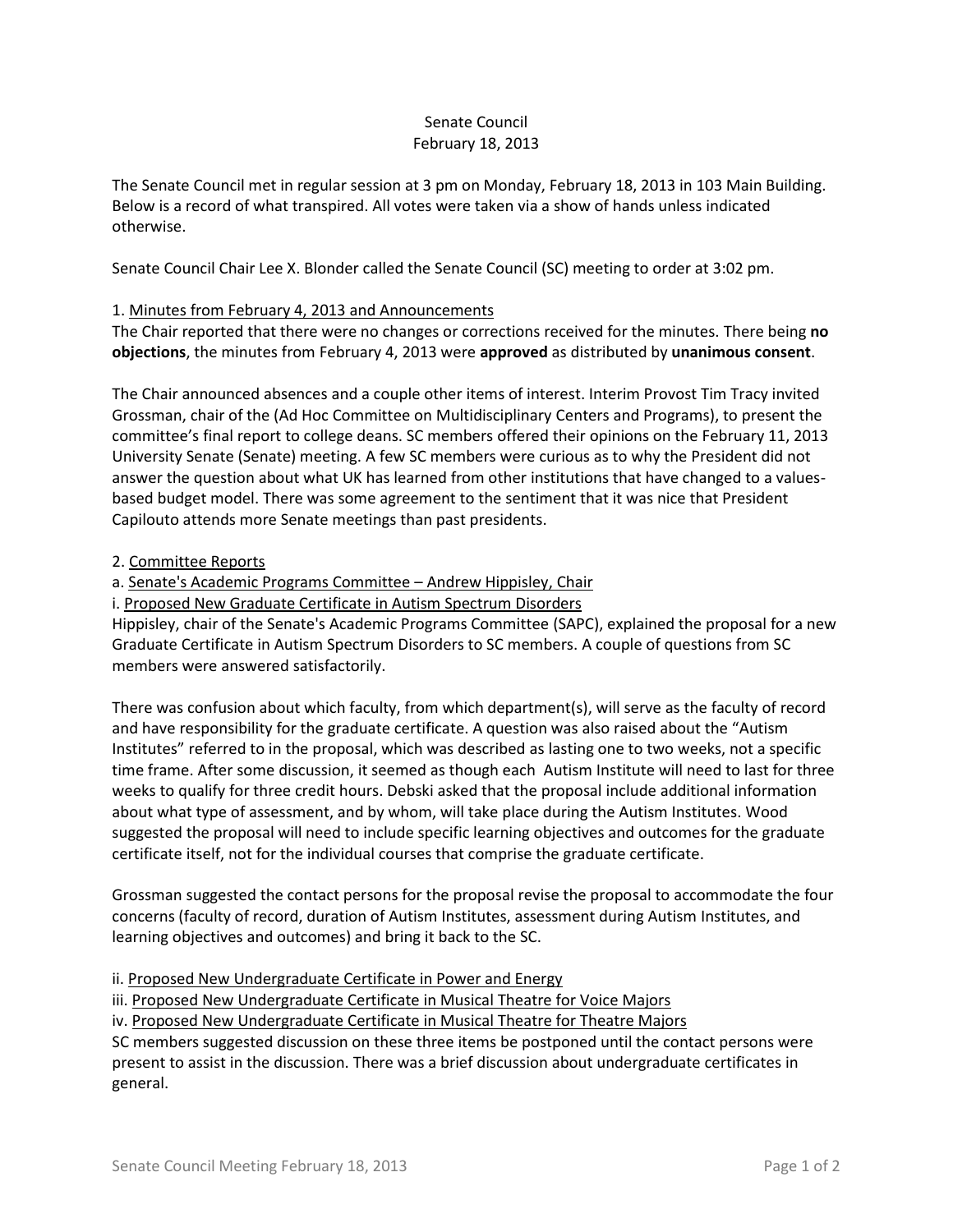Senate Council
February 18, 2013

The Senate Council met in regular session at 3 pm on Monday, February 18, 2013 in 103 Main Building. Below is a record of what transpired. All votes were taken via a show of hands unless indicated otherwise.

Senate Council Chair Lee X. Blonder called the Senate Council (SC) meeting to order at 3:02 pm.

1. Minutes from February 4, 2013 and Announcements

The Chair reported that there were no changes or corrections received for the minutes. There being **no objections**, the minutes from February 4, 2013 were **approved** as distributed by **unanimous consent**.

The Chair announced absences and a couple other items of interest. Interim Provost Tim Tracy invited Grossman, chair of the (Ad Hoc Committee on Multidisciplinary Centers and Programs), to present the committee's final report to college deans. SC members offered their opinions on the February 11, 2013 University Senate (Senate) meeting. A few SC members were curious as to why the President did not answer the question about what UK has learned from other institutions that have changed to a values-based budget model. There was some agreement to the sentiment that it was nice that President Capilouto attends more Senate meetings than past presidents.

2. Committee Reports

a. Senate's Academic Programs Committee – Andrew Hippisley, Chair

i. Proposed New Graduate Certificate in Autism Spectrum Disorders

Hippisley, chair of the Senate's Academic Programs Committee (SAPC), explained the proposal for a new Graduate Certificate in Autism Spectrum Disorders to SC members. A couple of questions from SC members were answered satisfactorily.

There was confusion about which faculty, from which department(s), will serve as the faculty of record and have responsibility for the graduate certificate. A question was also raised about the "Autism Institutes" referred to in the proposal, which was described as lasting one to two weeks, not a specific time frame. After some discussion, it seemed as though each Autism Institute will need to last for three weeks to qualify for three credit hours. Debski asked that the proposal include additional information about what type of assessment, and by whom, will take place during the Autism Institutes. Wood suggested the proposal will need to include specific learning objectives and outcomes for the graduate certificate itself, not for the individual courses that comprise the graduate certificate.

Grossman suggested the contact persons for the proposal revise the proposal to accommodate the four concerns (faculty of record, duration of Autism Institutes, assessment during Autism Institutes, and learning objectives and outcomes) and bring it back to the SC.

ii. Proposed New Undergraduate Certificate in Power and Energy

iii. Proposed New Undergraduate Certificate in Musical Theatre for Voice Majors

iv. Proposed New Undergraduate Certificate in Musical Theatre for Theatre Majors

SC members suggested discussion on these three items be postponed until the contact persons were present to assist in the discussion. There was a brief discussion about undergraduate certificates in general.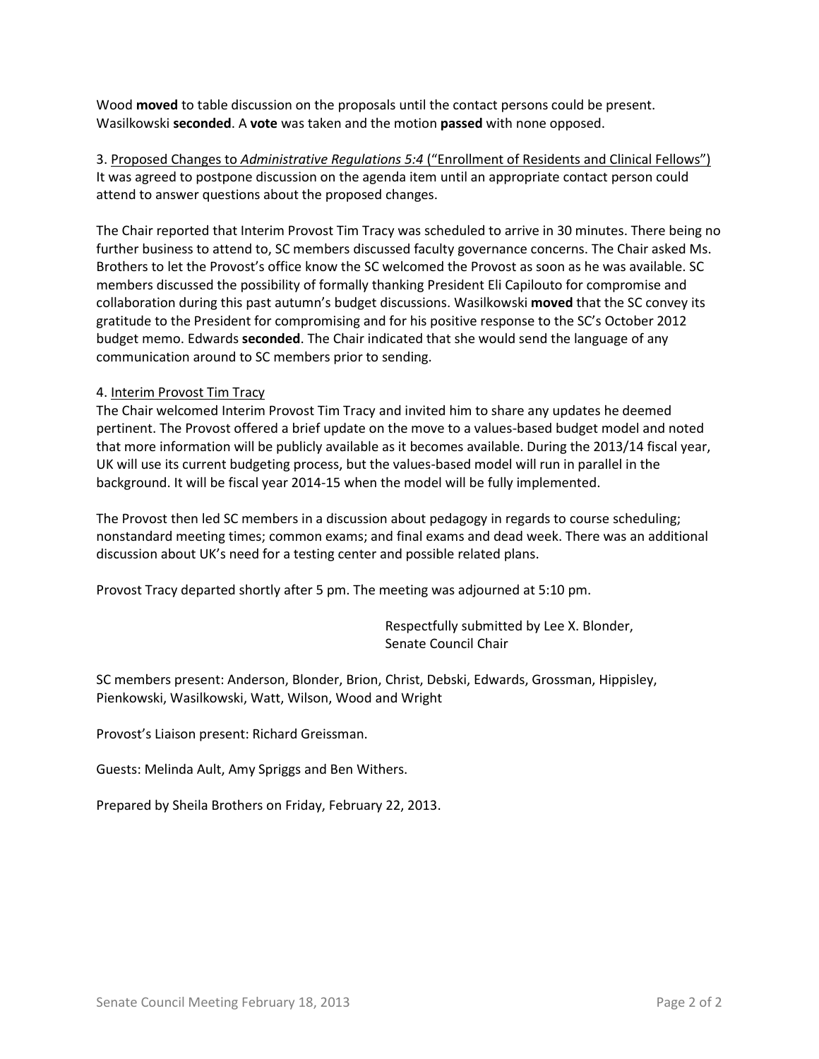Wood **moved** to table discussion on the proposals until the contact persons could be present. Wasilkowski **seconded**. A **vote** was taken and the motion **passed** with none opposed.

3. Proposed Changes to *Administrative Regulations 5:4* ("Enrollment of Residents and Clinical Fellows")
It was agreed to postpone discussion on the agenda item until an appropriate contact person could attend to answer questions about the proposed changes.

The Chair reported that Interim Provost Tim Tracy was scheduled to arrive in 30 minutes. There being no further business to attend to, SC members discussed faculty governance concerns. The Chair asked Ms. Brothers to let the Provost's office know the SC welcomed the Provost as soon as he was available. SC members discussed the possibility of formally thanking President Eli Capilouto for compromise and collaboration during this past autumn's budget discussions. Wasilkowski **moved** that the SC convey its gratitude to the President for compromising and for his positive response to the SC's October 2012 budget memo. Edwards **seconded**. The Chair indicated that she would send the language of any communication around to SC members prior to sending.

4. Interim Provost Tim Tracy
The Chair welcomed Interim Provost Tim Tracy and invited him to share any updates he deemed pertinent. The Provost offered a brief update on the move to a values-based budget model and noted that more information will be publicly available as it becomes available. During the 2013/14 fiscal year, UK will use its current budgeting process, but the values-based model will run in parallel in the background. It will be fiscal year 2014-15 when the model will be fully implemented.

The Provost then led SC members in a discussion about pedagogy in regards to course scheduling; nonstandard meeting times; common exams; and final exams and dead week. There was an additional discussion about UK's need for a testing center and possible related plans.

Provost Tracy departed shortly after 5 pm. The meeting was adjourned at 5:10 pm.

Respectfully submitted by Lee X. Blonder,
Senate Council Chair

SC members present: Anderson, Blonder, Brion, Christ, Debski, Edwards, Grossman, Hippisley, Pienkowski, Wasilkowski, Watt, Wilson, Wood and Wright

Provost's Liaison present: Richard Greissman.

Guests: Melinda Ault, Amy Spriggs and Ben Withers.

Prepared by Sheila Brothers on Friday, February 22, 2013.